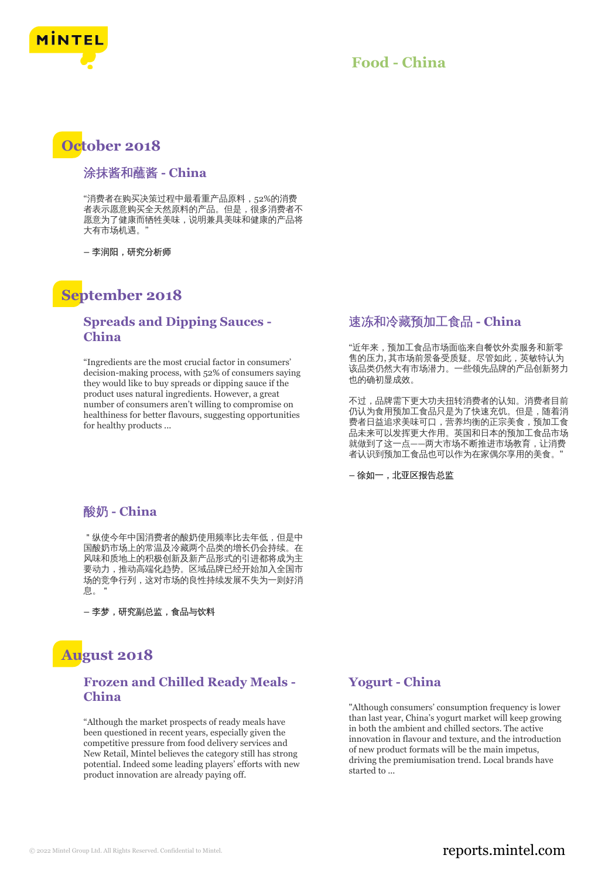# Food - China

## October 2018

### 涂抹酱和蘸酱 - China

“消费者在购买决策过程中最看重产品原料，52%的消费者表示愿意购买全天然原料的产品。但是，很多消费者不愿意为了健康而牺牲美味，说明兼具美味和健康的产品将大有市场机遇。”

**– 李润阳，研究分析师**

## September 2018

### Spreads and Dipping Sauces - China

“Ingredients are the most crucial factor in consumers’ decision-making process, with 52% of consumers saying they would like to buy spreads or dipping sauce if the product uses natural ingredients. However, a great number of consumers aren’t willing to compromise on healthiness for better flavours, suggesting opportunities for healthy products ...

### 速冻和冷藏预加工食品 - China

“近年来，预加工食品市场面临来自餐饮外卖服务和新零售的压力，其市场前景备受质疑。尽管如此，英敏特认为该品类仍然大有市场潜力。一些领先品牌的产品创新努力也的确初显成效。

不过，品牌需下更大功夫扭转消费者的认知。消费者目前仍认为食用预加工食品只是为了快速充饥。但是，随着消费者日益追求美味可口，营养均衡的正宗美食，预加工食品未来可以发挥更大作用。英国和日本的预加工食品市场就做到了这一点——两大市场不断推进市场教育，让消费者认识到预加工食品也可以作为在家偶尔享用的美食。"

**– 徐如一，北亚区报告总监**

### 酸奶 - China

＂纵使今年中国消费者的酸奶使用频率比去年低，但是中国酸奶市场上的常温及冷藏两个品类的增长仍会持续。在风味和质地上的积极创新及新产品形式的引进都将成为主要动力，推动高端化趋势。区域品牌已经开始加入全国市场的竞争行列，这对市场的良性持续发展不失为一则好消息。＂

**– 李梦，研究副总监，食品与饮料**

## August 2018

### Frozen and Chilled Ready Meals - China

“Although the market prospects of ready meals have been questioned in recent years, especially given the competitive pressure from food delivery services and New Retail, Mintel believes the category still has strong potential. Indeed some leading players’ efforts with new product innovation are already paying off.

### Yogurt - China

"Although consumers’ consumption frequency is lower than last year, China’s yogurt market will keep growing in both the ambient and chilled sectors. The active innovation in flavour and texture, and the introduction of new product formats will be the main impetus, driving the premiumisation trend. Local brands have started to ...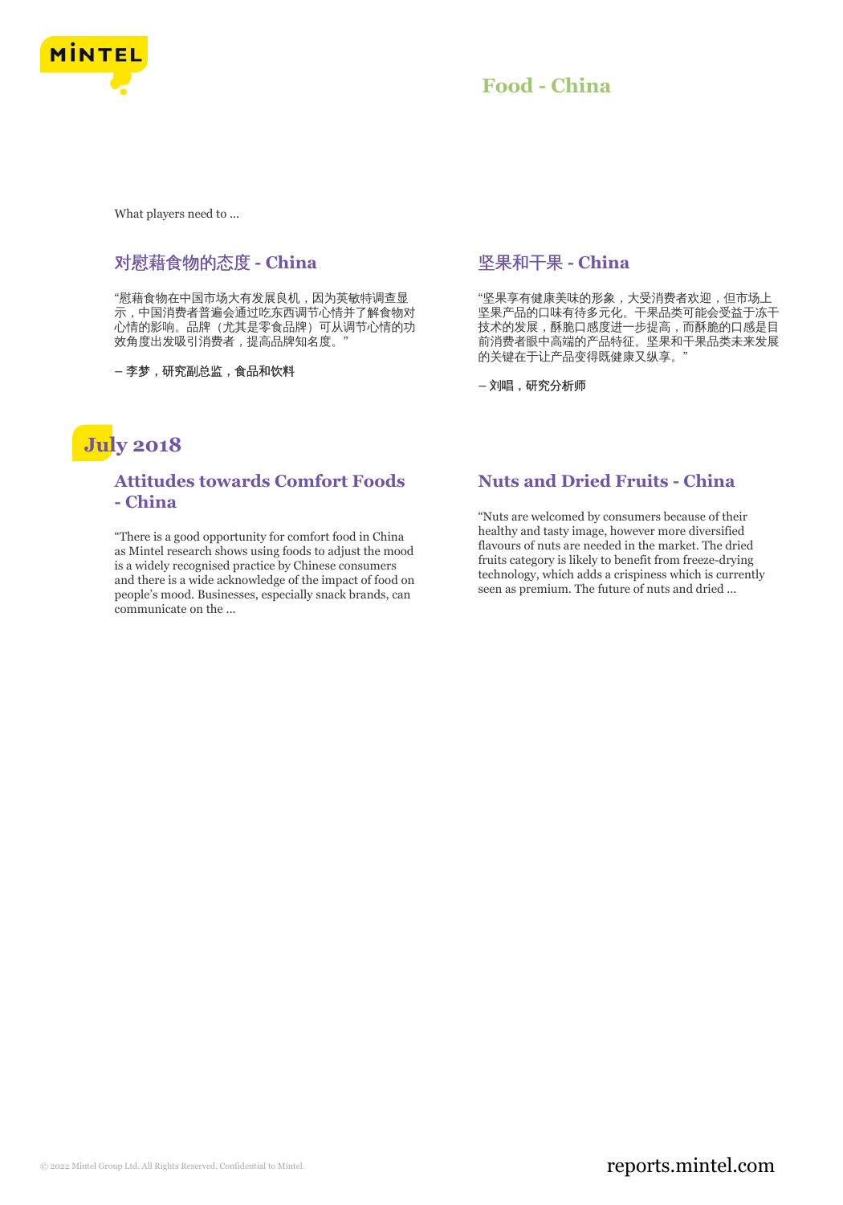# Food - China

What players need to ...

## 对慰藉食物的态度 - China

“慰藉食物在中国市场大有发展良机，因为英敏特调查显示，中国消费者普遍会通过吃东西调节心情并了解食物对心情的影响。品牌（尤其是零食品牌）可从调节心情的功效角度出发吸引消费者，提高品牌知名度。”

**– 李梦，研究副总监，食品和饮料**

## 坚果和干果 - China

“坚果享有健康美味的形象，大受消费者欢迎，但市场上坚果产品的口味有待多元化。干果品类可能会受益于冻干技术的发展，酥脆口感度进一步提高，而酥脆的口感是目前消费者眼中高端的产品特征。坚果和干果品类未来发展的关键在于让产品变得既健康又纵享。”

**– 刘唱，研究分析师**

## July 2018

### Attitudes towards Comfort Foods - China

“There is a good opportunity for comfort food in China as Mintel research shows using foods to adjust the mood is a widely recognised practice by Chinese consumers and there is a wide acknowledge of the impact of food on people’s mood. Businesses, especially snack brands, can communicate on the ...

### Nuts and Dried Fruits - China

“Nuts are welcomed by consumers because of their healthy and tasty image, however more diversified flavours of nuts are needed in the market. The dried fruits category is likely to benefit from freeze-drying technology, which adds a crispiness which is currently seen as premium. The future of nuts and dried ...